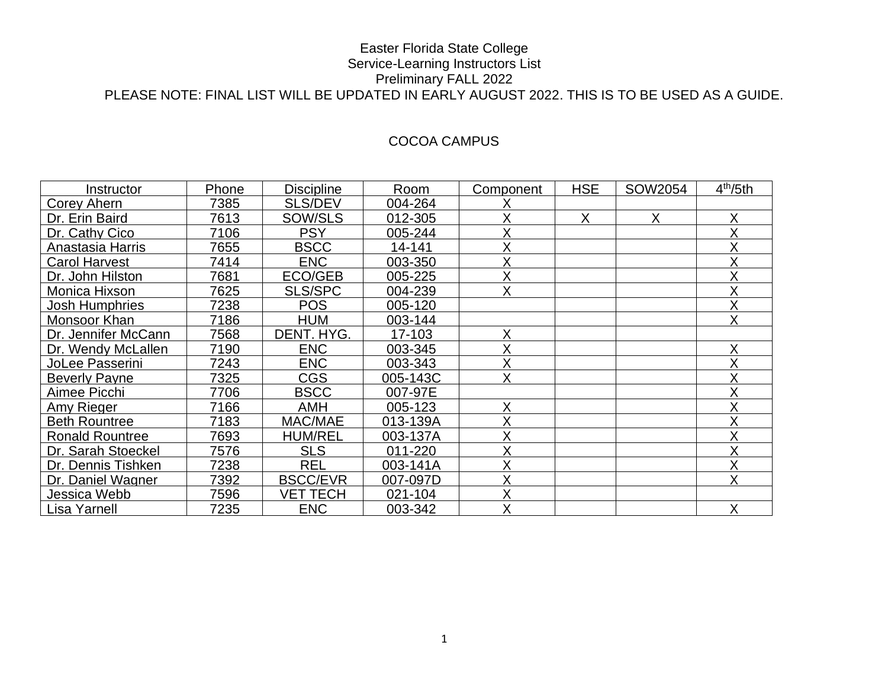Easter Florida State College
Service-Learning Instructors List
Preliminary FALL 2022
PLEASE NOTE: FINAL LIST WILL BE UPDATED IN EARLY AUGUST 2022. THIS IS TO BE USED AS A GUIDE.

COCOA CAMPUS

| Instructor | Phone | Discipline | Room | Component | HSE | SOW2054 | 4th/5th |
|---|---|---|---|---|---|---|---|
| Corey Ahern | 7385 | SLS/DEV | 004-264 | X | | | |
| Dr. Erin Baird | 7613 | SOW/SLS | 012-305 | X | X | X | X |
| Dr. Cathy Cico | 7106 | PSY | 005-244 | X | | | X |
| Anastasia Harris | 7655 | BSCC | 14-141 | X | | | X |
| Carol Harvest | 7414 | ENC | 003-350 | X | | | X |
| Dr. John Hilston | 7681 | ECO/GEB | 005-225 | X | | | X |
| Monica Hixson | 7625 | SLS/SPC | 004-239 | X | | | X |
| Josh Humphries | 7238 | POS | 005-120 | | | | X |
| Monsoor Khan | 7186 | HUM | 003-144 | | | | X |
| Dr. Jennifer McCann | 7568 | DENT. HYG. | 17-103 | X | | | |
| Dr. Wendy McLallen | 7190 | ENC | 003-345 | X | | | X |
| JoLee Passerini | 7243 | ENC | 003-343 | X | | | X |
| Beverly Payne | 7325 | CGS | 005-143C | X | | | X |
| Aimee Picchi | 7706 | BSCC | 007-97E | | | | X |
| Amy Rieger | 7166 | AMH | 005-123 | X | | | X |
| Beth Rountree | 7183 | MAC/MAE | 013-139A | X | | | X |
| Ronald Rountree | 7693 | HUM/REL | 003-137A | X | | | X |
| Dr. Sarah Stoeckel | 7576 | SLS | 011-220 | X | | | X |
| Dr. Dennis Tishken | 7238 | REL | 003-141A | X | | | X |
| Dr. Daniel Wagner | 7392 | BSCC/EVR | 007-097D | X | | | X |
| Jessica Webb | 7596 | VET TECH | 021-104 | X | | | |
| Lisa Yarnell | 7235 | ENC | 003-342 | X | | | X |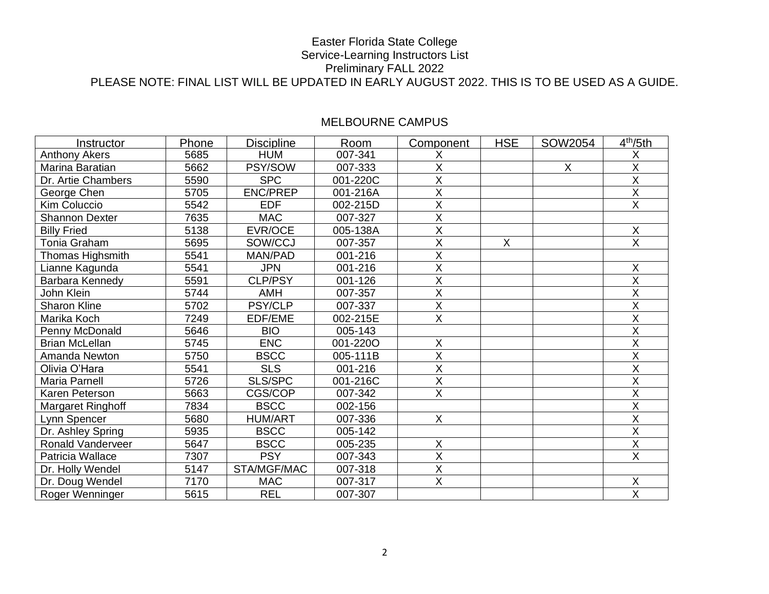Easter Florida State College

Service-Learning Instructors List

Preliminary FALL 2022

PLEASE NOTE: FINAL LIST WILL BE UPDATED IN EARLY AUGUST 2022. THIS IS TO BE USED AS A GUIDE.

## MELBOURNE CAMPUS

| Instructor | Phone | Discipline | Room | Component | HSE | SOW2054 | 4th/5th |
|---|---|---|---|---|---|---|---|
| Anthony Akers | 5685 | HUM | 007-341 | X | | | X |
| Marina Baratian | 5662 | PSY/SOW | 007-333 | X | | X | X |
| Dr. Artie Chambers | 5590 | SPC | 001-220C | X | | | X |
| George Chen | 5705 | ENC/PREP | 001-216A | X | | | X |
| Kim Coluccio | 5542 | EDF | 002-215D | X | | | X |
| Shannon Dexter | 7635 | MAC | 007-327 | X | | | |
| Billy Fried | 5138 | EVR/OCE | 005-138A | X | | | X |
| Tonia Graham | 5695 | SOW/CCJ | 007-357 | X | X | | X |
| Thomas Highsmith | 5541 | MAN/PAD | 001-216 | X | | | |
| Lianne Kagunda | 5541 | JPN | 001-216 | X | | | X |
| Barbara Kennedy | 5591 | CLP/PSY | 001-126 | X | | | X |
| John Klein | 5744 | AMH | 007-357 | X | | | X |
| Sharon Kline | 5702 | PSY/CLP | 007-337 | X | | | X |
| Marika Koch | 7249 | EDF/EME | 002-215E | X | | | X |
| Penny McDonald | 5646 | BIO | 005-143 | | | | X |
| Brian McLellan | 5745 | ENC | 001-220O | X | | | X |
| Amanda Newton | 5750 | BSCC | 005-111B | X | | | X |
| Olivia O'Hara | 5541 | SLS | 001-216 | X | | | X |
| Maria Parnell | 5726 | SLS/SPC | 001-216C | X | | | X |
| Karen Peterson | 5663 | CGS/COP | 007-342 | X | | | X |
| Margaret Ringhoff | 7834 | BSCC | 002-156 | | | | X |
| Lynn Spencer | 5680 | HUM/ART | 007-336 | X | | | X |
| Dr. Ashley Spring | 5935 | BSCC | 005-142 | | | | X |
| Ronald Vanderveer | 5647 | BSCC | 005-235 | X | | | X |
| Patricia Wallace | 7307 | PSY | 007-343 | X | | | X |
| Dr. Holly Wendel | 5147 | STA/MGF/MAC | 007-318 | X | | | |
| Dr. Doug Wendel | 7170 | MAC | 007-317 | X | | | X |
| Roger Wenninger | 5615 | REL | 007-307 | | | | X |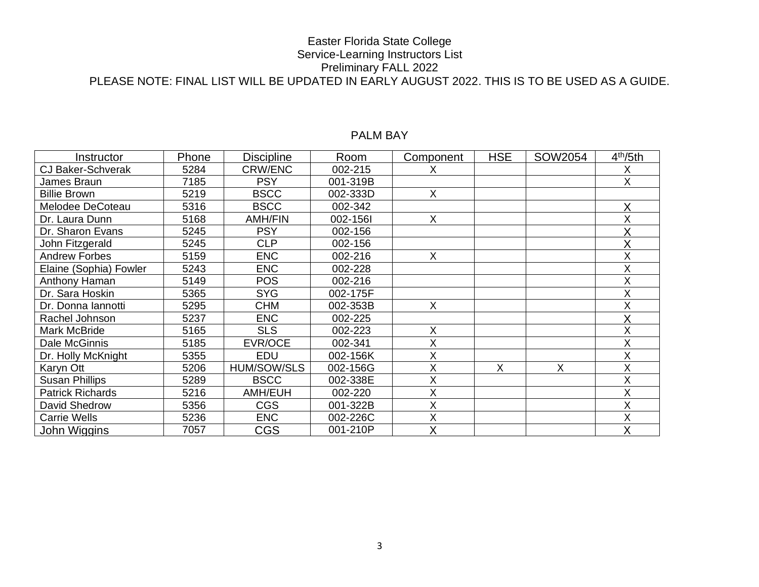Easter Florida State College
Service-Learning Instructors List
Preliminary FALL 2022
PLEASE NOTE: FINAL LIST WILL BE UPDATED IN EARLY AUGUST 2022. THIS IS TO BE USED AS A GUIDE.

PALM BAY

| Instructor | Phone | Discipline | Room | Component | HSE | SOW2054 | 4th/5th |
|---|---|---|---|---|---|---|---|
| CJ Baker-Schverak | 5284 | CRW/ENC | 002-215 | X | | | X |
| James Braun | 7185 | PSY | 001-319B | | | | X |
| Billie Brown | 5219 | BSCC | 002-333D | X | | | |
| Melodee DeCoteau | 5316 | BSCC | 002-342 | | | | X |
| Dr. Laura Dunn | 5168 | AMH/FIN | 002-156I | X | | | X |
| Dr. Sharon Evans | 5245 | PSY | 002-156 | | | | X |
| John Fitzgerald | 5245 | CLP | 002-156 | | | | X |
| Andrew Forbes | 5159 | ENC | 002-216 | X | | | X |
| Elaine (Sophia) Fowler | 5243 | ENC | 002-228 | | | | X |
| Anthony Haman | 5149 | POS | 002-216 | | | | X |
| Dr. Sara Hoskin | 5365 | SYG | 002-175F | | | | X |
| Dr. Donna Iannotti | 5295 | CHM | 002-353B | X | | | X |
| Rachel Johnson | 5237 | ENC | 002-225 | | | | X |
| Mark McBride | 5165 | SLS | 002-223 | X | | | X |
| Dale McGinnis | 5185 | EVR/OCE | 002-341 | X | | | X |
| Dr. Holly McKnight | 5355 | EDU | 002-156K | X | | | X |
| Karyn Ott | 5206 | HUM/SOW/SLS | 002-156G | X | X | X | X |
| Susan Phillips | 5289 | BSCC | 002-338E | X | | | X |
| Patrick Richards | 5216 | AMH/EUH | 002-220 | X | | | X |
| David Shedrow | 5356 | CGS | 001-322B | X | | | X |
| Carrie Wells | 5236 | ENC | 002-226C | X | | | X |
| John Wiggins | 7057 | CGS | 001-210P | X | | | X |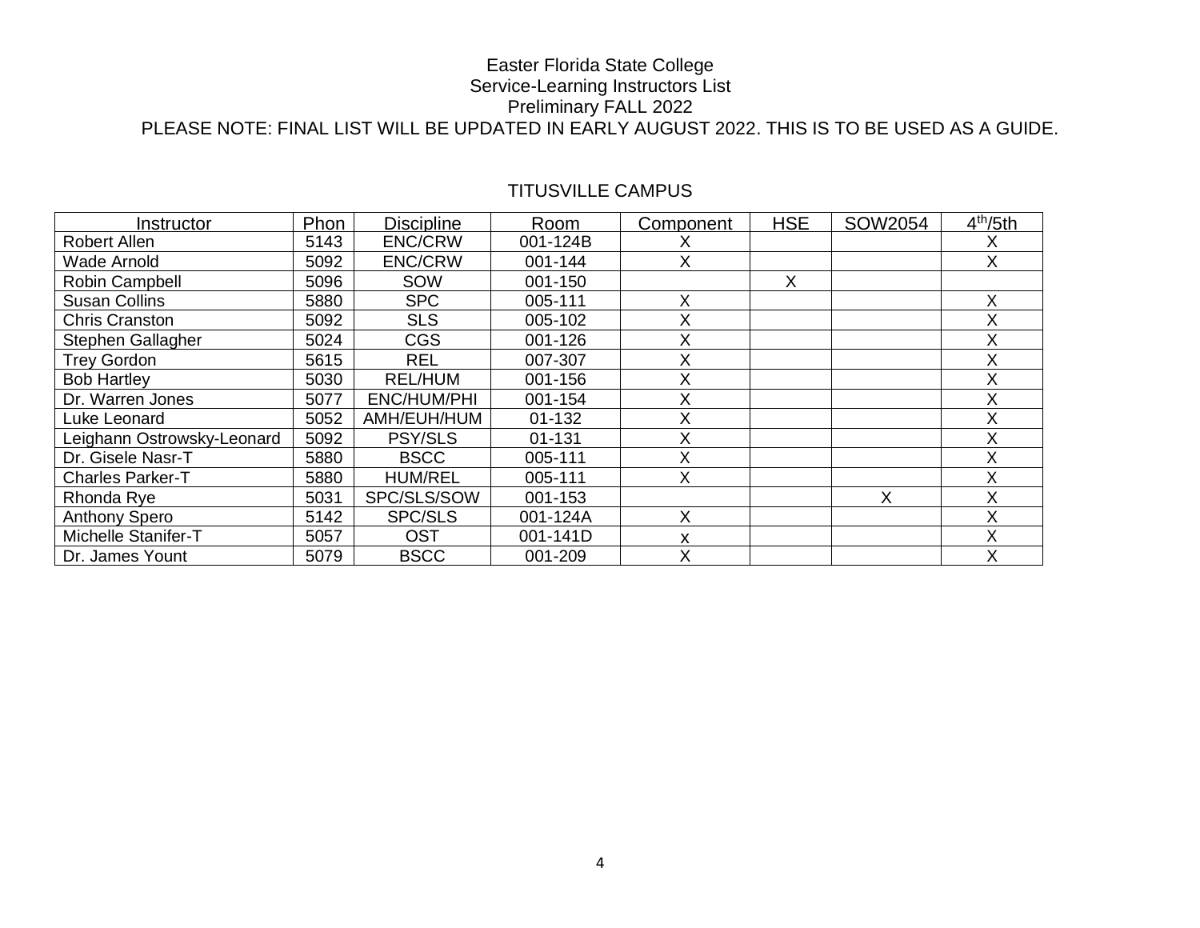Easter Florida State College
Service-Learning Instructors List
Preliminary FALL 2022
PLEASE NOTE: FINAL LIST WILL BE UPDATED IN EARLY AUGUST 2022. THIS IS TO BE USED AS A GUIDE.

## TITUSVILLE CAMPUS

| Instructor | Phon | Discipline | Room | Component | HSE | SOW2054 | 4th/5th |
|---|---|---|---|---|---|---|---|
| Robert Allen | 5143 | ENC/CRW | 001-124B | X | | | X |
| Wade Arnold | 5092 | ENC/CRW | 001-144 | X | | | X |
| Robin Campbell | 5096 | SOW | 001-150 | | X | | |
| Susan Collins | 5880 | SPC | 005-111 | X | | | X |
| Chris Cranston | 5092 | SLS | 005-102 | X | | | X |
| Stephen Gallagher | 5024 | CGS | 001-126 | X | | | X |
| Trey Gordon | 5615 | REL | 007-307 | X | | | X |
| Bob Hartley | 5030 | REL/HUM | 001-156 | X | | | X |
| Dr. Warren Jones | 5077 | ENC/HUM/PHI | 001-154 | X | | | X |
| Luke Leonard | 5052 | AMH/EUH/HUM | 01-132 | X | | | X |
| Leighann Ostrowsky-Leonard | 5092 | PSY/SLS | 01-131 | X | | | X |
| Dr. Gisele Nasr-T | 5880 | BSCC | 005-111 | X | | | X |
| Charles Parker-T | 5880 | HUM/REL | 005-111 | X | | | X |
| Rhonda Rye | 5031 | SPC/SLS/SOW | 001-153 | | | X | X |
| Anthony Spero | 5142 | SPC/SLS | 001-124A | X | | | X |
| Michelle Stanifer-T | 5057 | OST | 001-141D | x | | | X |
| Dr. James Yount | 5079 | BSCC | 001-209 | X | | | X |